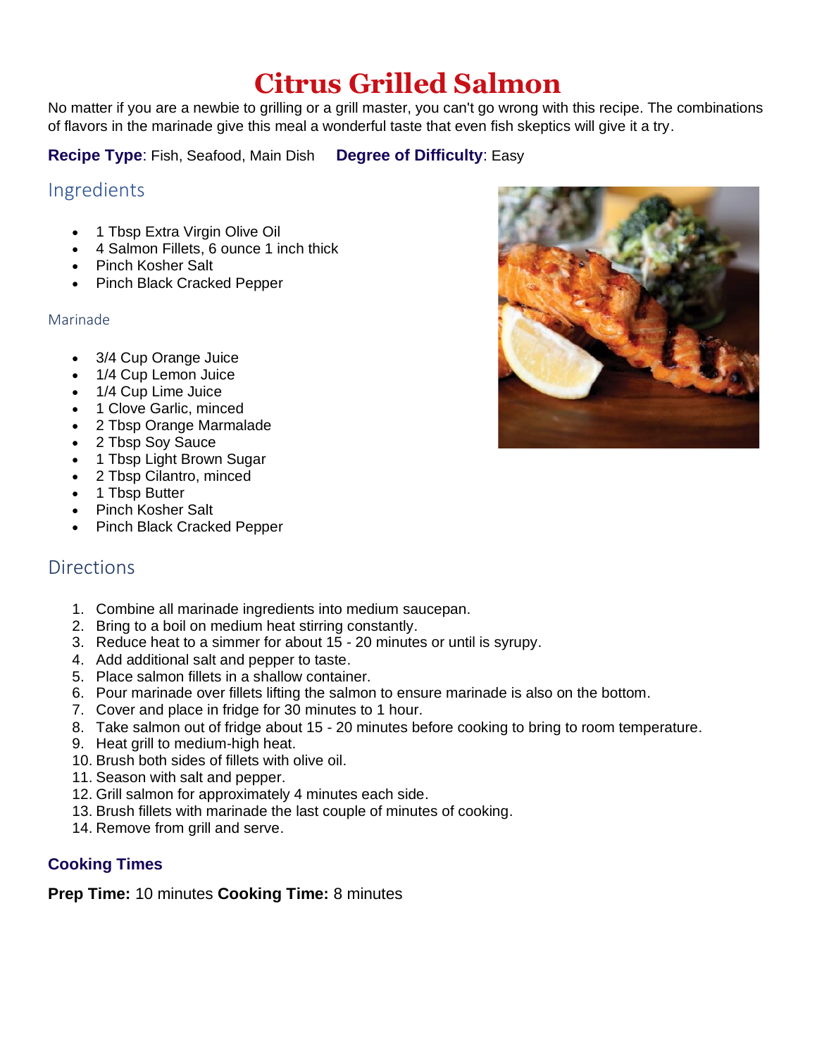# Citrus Grilled Salmon

No matter if you are a newbie to grilling or a grill master, you can't go wrong with this recipe. The combinations of flavors in the marinade give this meal a wonderful taste that even fish skeptics will give it a try.

**Recipe Type**: Fish, Seafood, Main Dish **Degree of Difficulty**: Easy

## Ingredients

- 1 Tbsp Extra Virgin Olive Oil
- 4 Salmon Fillets, 6 ounce 1 inch thick
- Pinch Kosher Salt
- Pinch Black Cracked Pepper

### Marinade

- 3/4 Cup Orange Juice
- 1/4 Cup Lemon Juice
- 1/4 Cup Lime Juice
- 1 Clove Garlic, minced
- 2 Tbsp Orange Marmalade
- 2 Tbsp Soy Sauce
- 1 Tbsp Light Brown Sugar
- 2 Tbsp Cilantro, minced
- 1 Tbsp Butter
- Pinch Kosher Salt
- Pinch Black Cracked Pepper

## Directions

1. Combine all marinade ingredients into medium saucepan.
2. Bring to a boil on medium heat stirring constantly.
3. Reduce heat to a simmer for about 15 - 20 minutes or until is syrupy.
4. Add additional salt and pepper to taste.
5. Place salmon fillets in a shallow container.
6. Pour marinade over fillets lifting the salmon to ensure marinade is also on the bottom.
7. Cover and place in fridge for 30 minutes to 1 hour.
8. Take salmon out of fridge about 15 - 20 minutes before cooking to bring to room temperature.
9. Heat grill to medium-high heat.
10. Brush both sides of fillets with olive oil.
11. Season with salt and pepper.
12. Grill salmon for approximately 4 minutes each side.
13. Brush fillets with marinade the last couple of minutes of cooking.
14. Remove from grill and serve.

### Cooking Times

**Prep Time:** 10 minutes **Cooking Time:** 8 minutes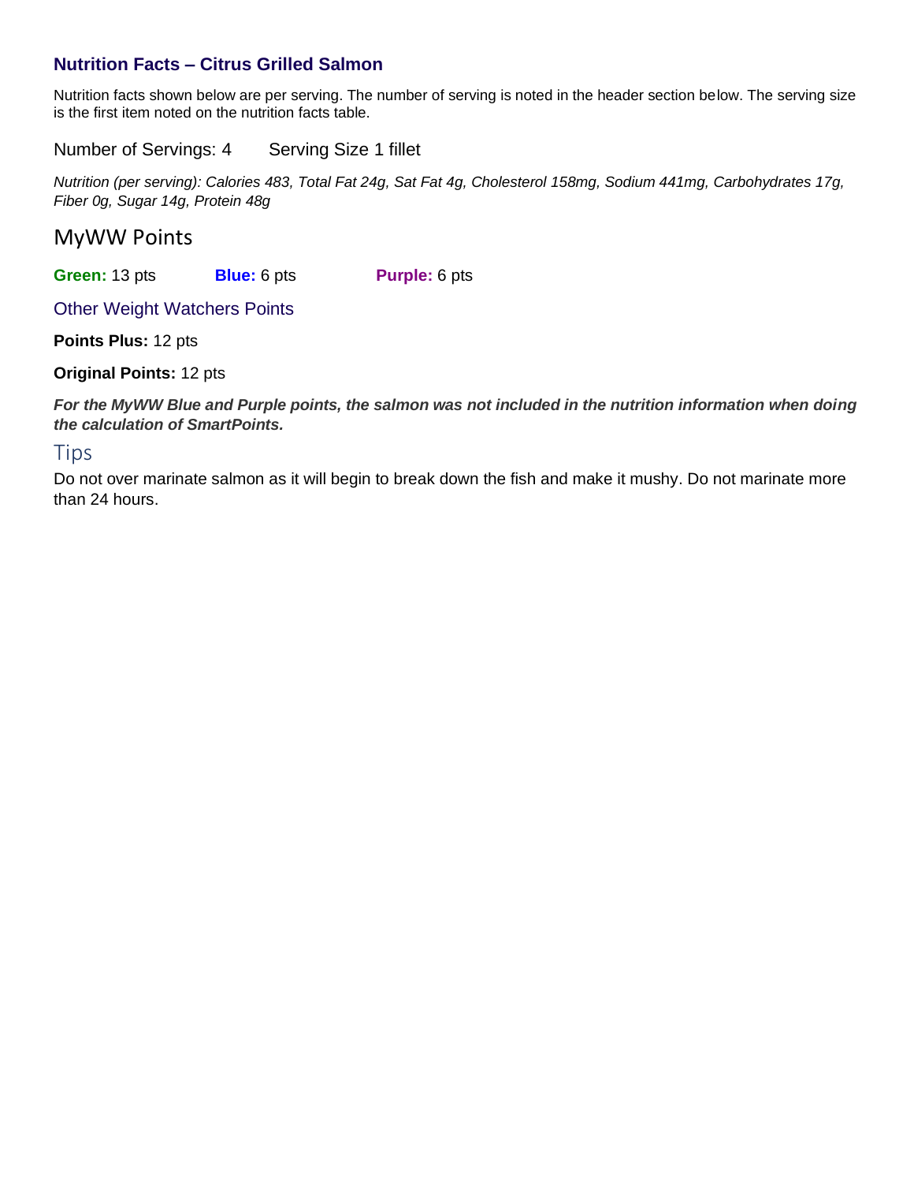### Nutrition Facts – Citrus Grilled Salmon

Nutrition facts shown below are per serving. The number of serving is noted in the header section below. The serving size is the first item noted on the nutrition facts table.

Number of Servings: 4    Serving Size 1 fillet

*Nutrition (per serving): Calories 483, Total Fat 24g, Sat Fat 4g, Cholesterol 158mg, Sodium 441mg, Carbohydrates 17g, Fiber 0g, Sugar 14g, Protein 48g*

## MyWW Points

**Green:** 13 pts    **Blue:** 6 pts    **Purple:** 6 pts

### Other Weight Watchers Points

**Points Plus:** 12 pts

**Original Points:** 12 pts

***For the MyWW Blue and Purple points, the salmon was not included in the nutrition information when doing the calculation of SmartPoints.***

## Tips

Do not over marinate salmon as it will begin to break down the fish and make it mushy. Do not marinate more than 24 hours.